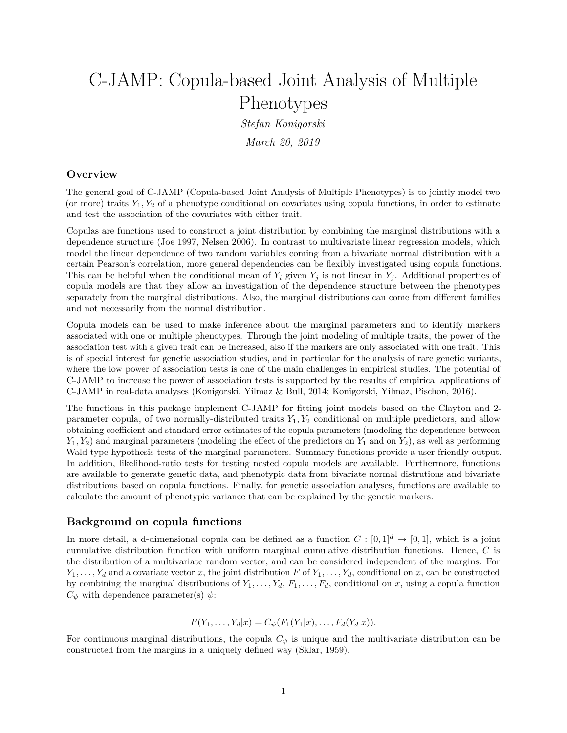# C-JAMP: Copula-based Joint Analysis of Multiple Phenotypes

*Stefan Konigorski*

*March 20, 2019*

## Overview

The general goal of C-JAMP (Copula-based Joint Analysis of Multiple Phenotypes) is to jointly model two (or more) traits $Y_1, Y_2$ of a phenotype conditional on covariates using copula functions, in order to estimate and test the association of the covariates with either trait.

Copulas are functions used to construct a joint distribution by combining the marginal distributions with a dependence structure (Joe 1997, Nelsen 2006). In contrast to multivariate linear regression models, which model the linear dependence of two random variables coming from a bivariate normal distribution with a certain Pearson's correlation, more general dependencies can be flexibly investigated using copula functions. This can be helpful when the conditional mean of $Y_i$ given $Y_j$ is not linear in $Y_j$. Additional properties of copula models are that they allow an investigation of the dependence structure between the phenotypes separately from the marginal distributions. Also, the marginal distributions can come from different families and not necessarily from the normal distribution.

Copula models can be used to make inference about the marginal parameters and to identify markers associated with one or multiple phenotypes. Through the joint modeling of multiple traits, the power of the association test with a given trait can be increased, also if the markers are only associated with one trait. This is of special interest for genetic association studies, and in particular for the analysis of rare genetic variants, where the low power of association tests is one of the main challenges in empirical studies. The potential of C-JAMP to increase the power of association tests is supported by the results of empirical applications of C-JAMP in real-data analyses (Konigorski, Yilmaz & Bull, 2014; Konigorski, Yilmaz, Pischon, 2016).

The functions in this package implement C-JAMP for fitting joint models based on the Clayton and 2-parameter copula, of two normally-distributed traits $Y_1, Y_2$ conditional on multiple predictors, and allow obtaining coefficient and standard error estimates of the copula parameters (modeling the dependence between $Y_1, Y_2$) and marginal parameters (modeling the effect of the predictors on $Y_1$ and on $Y_2$), as well as performing Wald-type hypothesis tests of the marginal parameters. Summary functions provide a user-friendly output. In addition, likelihood-ratio tests for testing nested copula models are available. Furthermore, functions are available to generate genetic data, and phenotypic data from bivariate normal distrutions and bivariate distributions based on copula functions. Finally, for genetic association analyses, functions are available to calculate the amount of phenotypic variance that can be explained by the genetic markers.

## Background on copula functions

In more detail, a d-dimensional copula can be defined as a function $C : [0,1]^d \to [0,1]$, which is a joint cumulative distribution function with uniform marginal cumulative distribution functions. Hence, $C$ is the distribution of a multivariate random vector, and can be considered independent of the margins. For $Y_1, \ldots, Y_d$ and a covariate vector $x$, the joint distribution $F$ of $Y_1, \ldots, Y_d$, conditional on $x$, can be constructed by combining the marginal distributions of $Y_1, \ldots, Y_d$, $F_1, \ldots, F_d$, conditional on $x$, using a copula function $C_\psi$ with dependence parameter(s) $\psi$:

$$F(Y_1, \ldots, Y_d|x) = C_\psi(F_1(Y_1|x), \ldots, F_d(Y_d|x)).$$

For continuous marginal distributions, the copula $C_\psi$ is unique and the multivariate distribution can be constructed from the margins in a uniquely defined way (Sklar, 1959).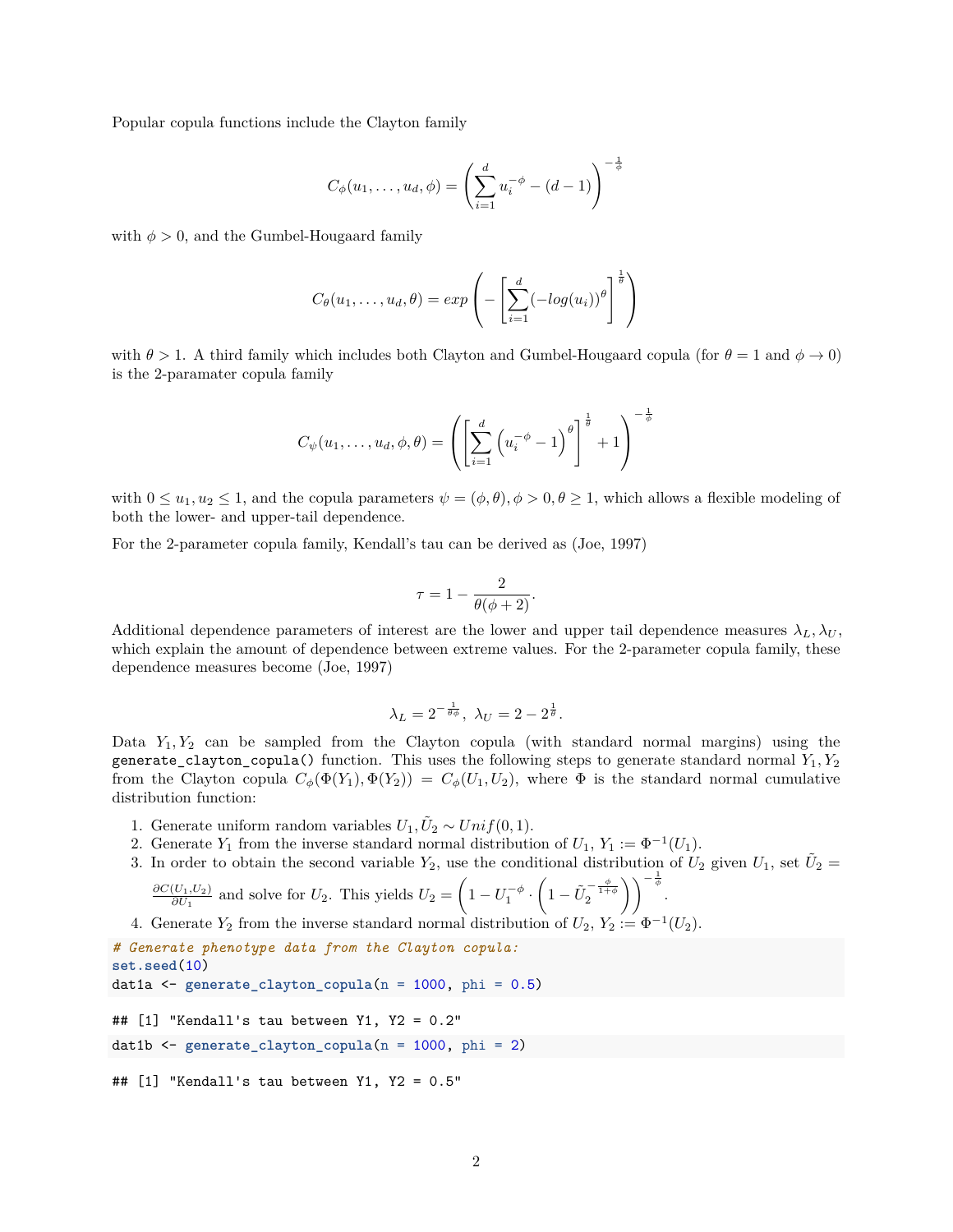Popular copula functions include the Clayton family

$$C_\phi(u_1, \ldots, u_d, \phi) = \left( \sum_{i=1}^{d} u_i^{-\phi} - (d-1) \right)^{-\frac{1}{\phi}}$$

with $\phi > 0$, and the Gumbel-Hougaard family

$$C_\theta(u_1, \ldots, u_d, \theta) = exp\left( - \left[ \sum_{i=1}^{d} (-log(u_i))^\theta \right]^{\frac{1}{\theta}} \right)$$

with $\theta > 1$. A third family which includes both Clayton and Gumbel-Hougaard copula (for $\theta = 1$ and $\phi \to 0$) is the 2-paramater copula family

$$C_\psi(u_1, \ldots, u_d, \phi, \theta) = \left( \left[ \sum_{i=1}^{d} \left( u_i^{-\phi} - 1 \right)^\theta \right]^{\frac{1}{\theta}} + 1 \right)^{-\frac{1}{\phi}}$$

with $0 \leq u_1, u_2 \leq 1$, and the copula parameters $\psi = (\phi, \theta), \phi > 0, \theta \geq 1$, which allows a flexible modeling of both the lower- and upper-tail dependence.

For the 2-parameter copula family, Kendall's tau can be derived as (Joe, 1997)

$$\tau = 1 - \frac{2}{\theta(\phi + 2)}.$$

Additional dependence parameters of interest are the lower and upper tail dependence measures $\lambda_L, \lambda_U$, which explain the amount of dependence between extreme values. For the 2-parameter copula family, these dependence measures become (Joe, 1997)

$$\lambda_L = 2^{-\frac{1}{\theta\phi}}, \ \lambda_U = 2 - 2^{\frac{1}{\theta}}.$$

Data $Y_1, Y_2$ can be sampled from the Clayton copula (with standard normal margins) using the `generate_clayton_copula()` function. This uses the following steps to generate standard normal $Y_1, Y_2$ from the Clayton copula $C_\phi(\Phi(Y_1), \Phi(Y_2)) = C_\phi(U_1, U_2)$, where $\Phi$ is the standard normal cumulative distribution function:

1. Generate uniform random variables $U_1, \tilde{U}_2 \sim Unif(0, 1)$.
2. Generate $Y_1$ from the inverse standard normal distribution of $U_1$, $Y_1 := \Phi^{-1}(U_1)$.
3. In order to obtain the second variable $Y_2$, use the conditional distribution of $U_2$ given $U_1$, set $\tilde{U}_2 = \frac{\partial C(U_1, U_2)}{\partial U_1}$ and solve for $U_2$. This yields $U_2 = \left( 1 - U_1^{-\phi} \cdot \left( 1 - \tilde{U}_2^{-\frac{\phi}{1+\phi}} \right) \right)^{-\frac{1}{\phi}}$.
4. Generate $Y_2$ from the inverse standard normal distribution of $U_2$, $Y_2 := \Phi^{-1}(U_2)$.

```
# Generate phenotype data from the Clayton copula:
set.seed(10)
dat1a <- generate_clayton_copula(n = 1000, phi = 0.5)
```

```
## [1] "Kendall's tau between Y1, Y2 = 0.2"
```

```
dat1b <- generate_clayton_copula(n = 1000, phi = 2)
```

```
## [1] "Kendall's tau between Y1, Y2 = 0.5"
```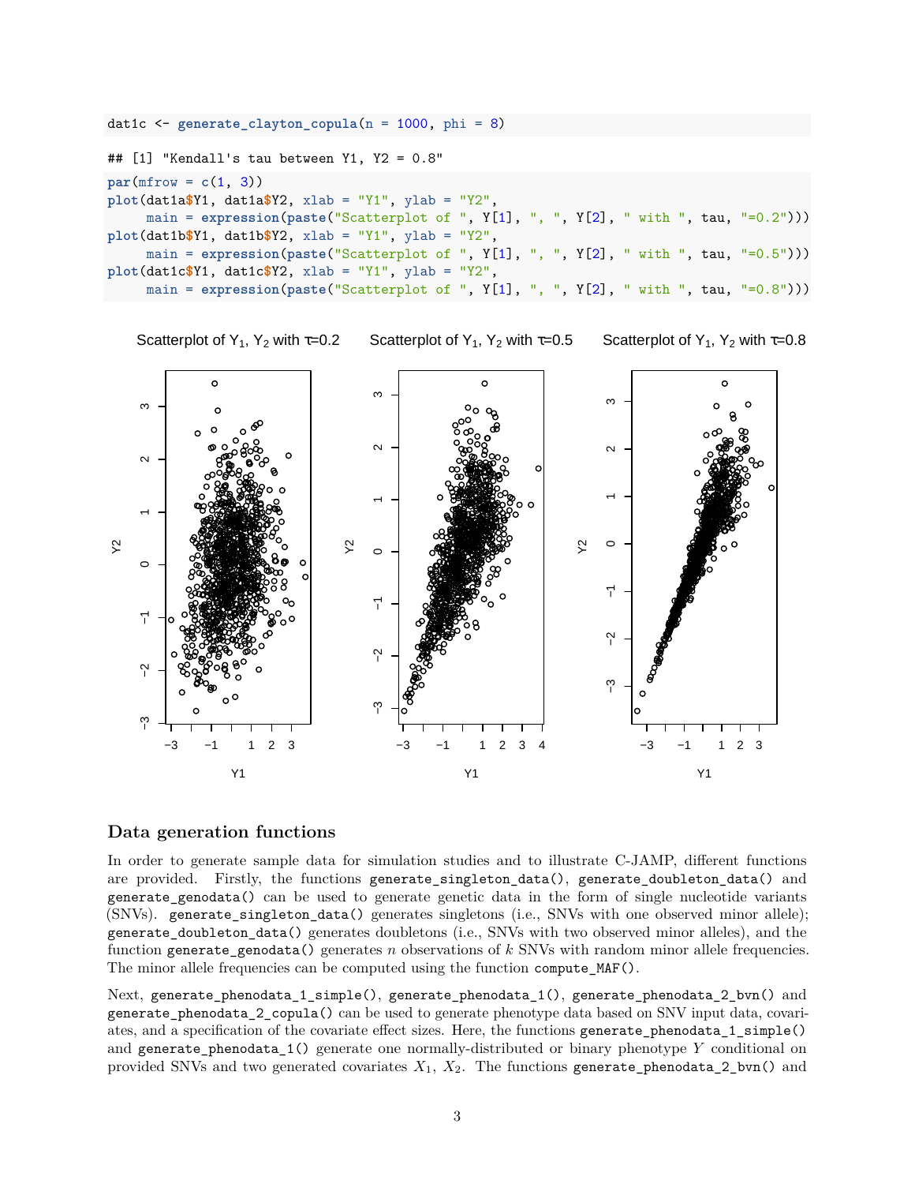```r
dat1c <- generate_clayton_copula(n = 1000, phi = 8)
```

```
## [1] "Kendall's tau between Y1, Y2 = 0.8"
```

```r
par(mfrow = c(1, 3))
plot(dat1a$Y1, dat1a$Y2, xlab = "Y1", ylab = "Y2",
     main = expression(paste("Scatterplot of ", Y[1], ", ", Y[2], " with ", tau, "=0.2")))
plot(dat1b$Y1, dat1b$Y2, xlab = "Y1", ylab = "Y2",
     main = expression(paste("Scatterplot of ", Y[1], ", ", Y[2], " with ", tau, "=0.5")))
plot(dat1c$Y1, dat1c$Y2, xlab = "Y1", ylab = "Y2",
     main = expression(paste("Scatterplot of ", Y[1], ", ", Y[2], " with ", tau, "=0.8")))
```

Scatterplot of $Y_1$, $Y_2$ with $\tau$=0.2 &nbsp;&nbsp; Scatterplot of $Y_1$, $Y_2$ with $\tau$=0.5 &nbsp;&nbsp; Scatterplot of $Y_1$, $Y_2$ with $\tau$=0.8

## Data generation functions

In order to generate sample data for simulation studies and to illustrate C-JAMP, different functions are provided. Firstly, the functions `generate_singleton_data()`, `generate_doubleton_data()` and `generate_genodata()` can be used to generate genetic data in the form of single nucleotide variants (SNVs). `generate_singleton_data()` generates singletons (i.e., SNVs with one observed minor allele); `generate_doubleton_data()` generates doubletons (i.e., SNVs with two observed minor alleles), and the function `generate_genodata()` generates $n$ observations of $k$ SNVs with random minor allele frequencies. The minor allele frequencies can be computed using the function `compute_MAF()`.

Next, `generate_phenodata_1_simple()`, `generate_phenodata_1()`, `generate_phenodata_2_bvn()` and `generate_phenodata_2_copula()` can be used to generate phenotype data based on SNV input data, covariates, and a specification of the covariate effect sizes. Here, the functions `generate_phenodata_1_simple()` and `generate_phenodata_1()` generate one normally-distributed or binary phenotype $Y$ conditional on provided SNVs and two generated covariates $X_1$, $X_2$. The functions `generate_phenodata_2_bvn()` and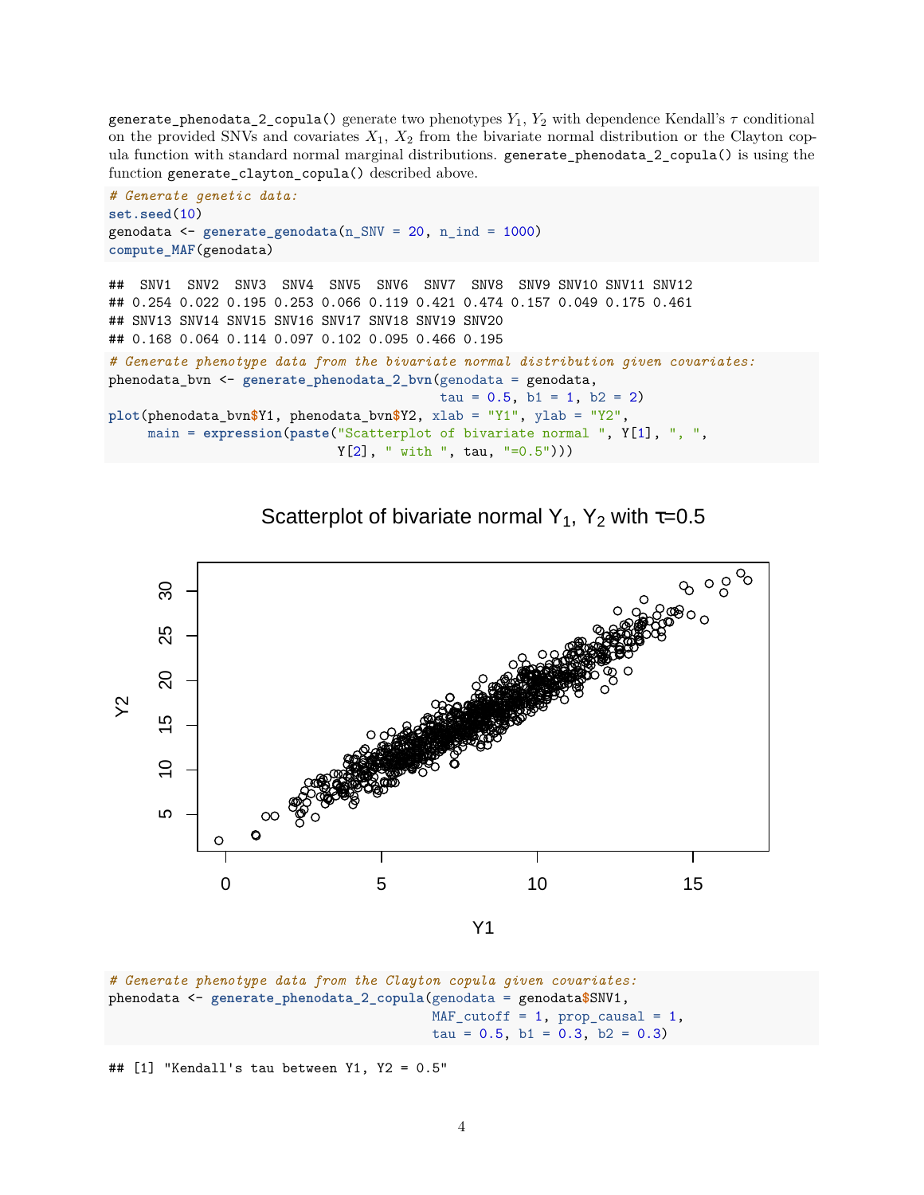`generate_phenodata_2_copula()` generate two phenotypes $Y_1$, $Y_2$ with dependence Kendall's $\tau$ conditional on the provided SNVs and covariates $X_1$, $X_2$ from the bivariate normal distribution or the Clayton copula function with standard normal marginal distributions. `generate_phenodata_2_copula()` is using the function `generate_clayton_copula()` described above.

```
# Generate genetic data:
set.seed(10)
genodata <- generate_genodata(n_SNV = 20, n_ind = 1000)
compute_MAF(genodata)
```

```
##  SNV1  SNV2  SNV3  SNV4  SNV5  SNV6  SNV7  SNV8  SNV9 SNV10 SNV11 SNV12
## 0.254 0.022 0.195 0.253 0.066 0.119 0.421 0.474 0.157 0.049 0.175 0.461
## SNV13 SNV14 SNV15 SNV16 SNV17 SNV18 SNV19 SNV20
## 0.168 0.064 0.114 0.097 0.102 0.095 0.466 0.195
```

```
# Generate phenotype data from the bivariate normal distribution given covariates:
phenodata_bvn <- generate_phenodata_2_bvn(genodata = genodata,
                                          tau = 0.5, b1 = 1, b2 = 2)
plot(phenodata_bvn$Y1, phenodata_bvn$Y2, xlab = "Y1", ylab = "Y2",
     main = expression(paste("Scatterplot of bivariate normal ", Y[1], ", ",
                             Y[2], " with ", tau, "=0.5")))
```

```
# Generate phenotype data from the Clayton copula given covariates:
phenodata <- generate_phenodata_2_copula(genodata = genodata$SNV1,
                                         MAF_cutoff = 1, prop_causal = 1,
                                         tau = 0.5, b1 = 0.3, b2 = 0.3)
```

```
## [1] "Kendall's tau between Y1, Y2 = 0.5"
```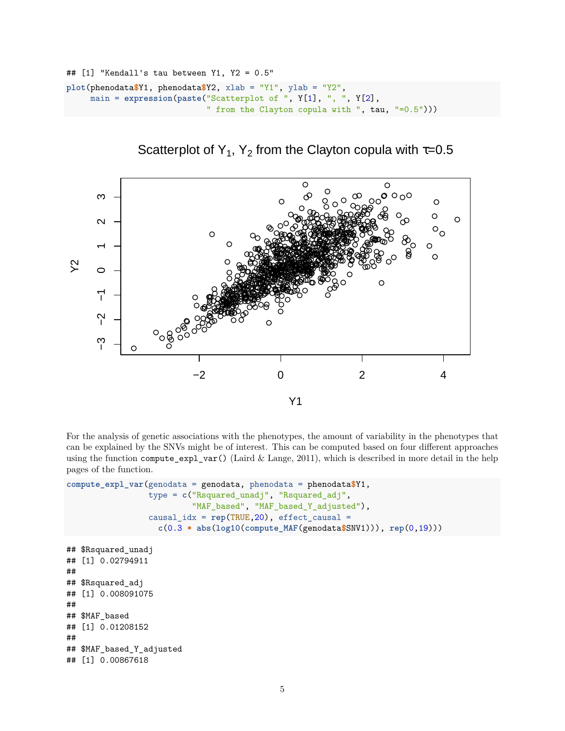```
## [1] "Kendall's tau between Y1, Y2 = 0.5"
```

```
plot(phenodata$Y1, phenodata$Y2, xlab = "Y1", ylab = "Y2",
     main = expression(paste("Scatterplot of ", Y[1], ", ", Y[2],
                             " from the Clayton copula with ", tau, "=0.5")))
```

For the analysis of genetic associations with the phenotypes, the amount of variability in the phenotypes that can be explained by the SNVs might be of interest. This can be computed based on four different approaches using the function `compute_expl_var()` (Laird & Lange, 2011), which is described in more detail in the help pages of the function.

```
compute_expl_var(genodata = genodata, phenodata = phenodata$Y1,
                 type = c("Rsquared_unadj", "Rsquared_adj",
                          "MAF_based", "MAF_based_Y_adjusted"),
                 causal_idx = rep(TRUE,20), effect_causal =
                   c(0.3 * abs(log10(compute_MAF(genodata$SNV1))), rep(0,19)))
```

```
## $Rsquared_unadj
## [1] 0.02794911
##
## $Rsquared_adj
## [1] 0.008091075
##
## $MAF_based
## [1] 0.01208152
##
## $MAF_based_Y_adjusted
## [1] 0.00867618
```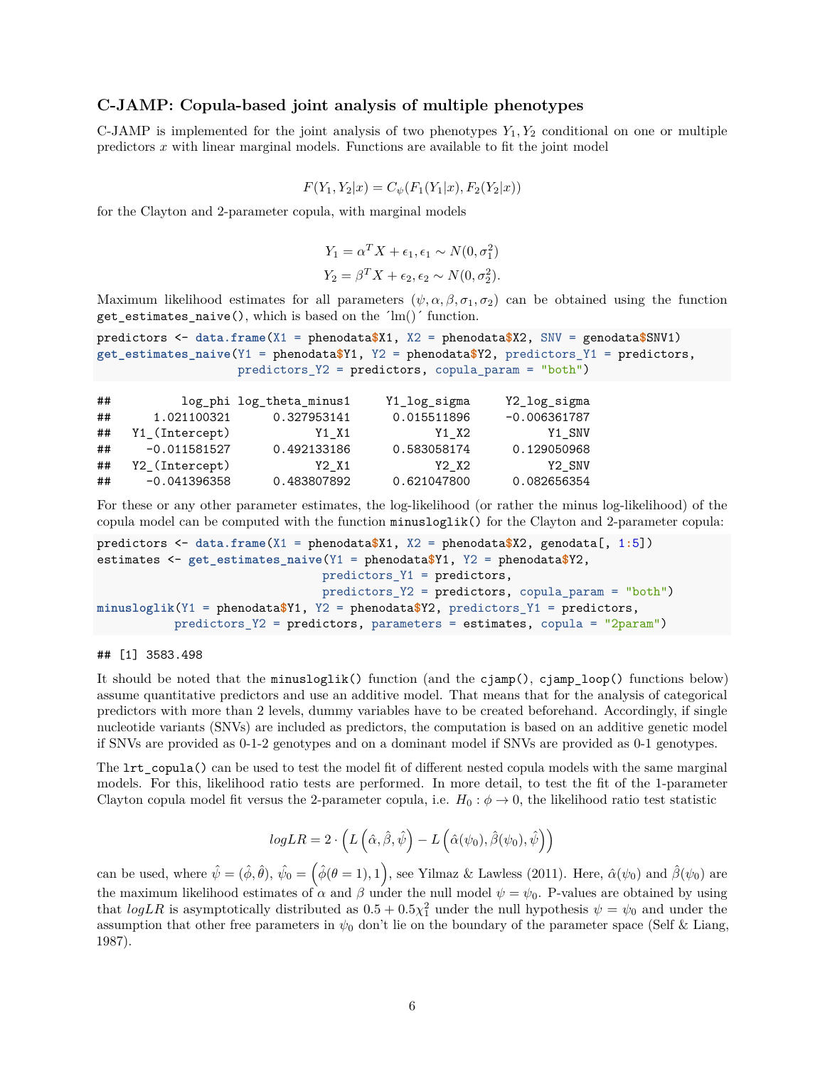### C-JAMP: Copula-based joint analysis of multiple phenotypes

C-JAMP is implemented for the joint analysis of two phenotypes $Y_1, Y_2$ conditional on one or multiple predictors $x$ with linear marginal models. Functions are available to fit the joint model

$$F(Y_1, Y_2|x) = C_\psi(F_1(Y_1|x), F_2(Y_2|x))$$

for the Clayton and 2-parameter copula, with marginal models

$$Y_1 = \alpha^T X + \epsilon_1, \epsilon_1 \sim N(0, \sigma_1^2)$$
$$Y_2 = \beta^T X + \epsilon_2, \epsilon_2 \sim N(0, \sigma_2^2).$$

Maximum likelihood estimates for all parameters $(\psi, \alpha, \beta, \sigma_1, \sigma_2)$ can be obtained using the function `get_estimates_naive()`, which is based on the ´lm()´ function.

```
predictors <- data.frame(X1 = phenodata$X1, X2 = phenodata$X2, SNV = genodata$SNV1)
get_estimates_naive(Y1 = phenodata$Y1, Y2 = phenodata$Y2, predictors_Y1 = predictors,
                    predictors_Y2 = predictors, copula_param = "both")
```

```
##         log_phi log_theta_minus1     Y1_log_sigma     Y2_log_sigma
##     1.021100321      0.327953141      0.015511896     -0.006361787
##  Y1_(Intercept)            Y1_X1            Y1_X2           Y1_SNV
##    -0.011581527      0.492133186      0.583058174      0.129050968
##  Y2_(Intercept)            Y2_X1            Y2_X2           Y2_SNV
##    -0.041396358      0.483807892      0.621047800      0.082656354
```

For these or any other parameter estimates, the log-likelihood (or rather the minus log-likelihood) of the copula model can be computed with the function `minusloglik()` for the Clayton and 2-parameter copula:

```
predictors <- data.frame(X1 = phenodata$X1, X2 = phenodata$X2, genodata[, 1:5])
estimates <- get_estimates_naive(Y1 = phenodata$Y1, Y2 = phenodata$Y2,
                                 predictors_Y1 = predictors,
                                 predictors_Y2 = predictors, copula_param = "both")
minusloglik(Y1 = phenodata$Y1, Y2 = phenodata$Y2, predictors_Y1 = predictors,
            predictors_Y2 = predictors, parameters = estimates, copula = "2param")
```

```
## [1] 3583.498
```

It should be noted that the `minusloglik()` function (and the `cjamp()`, `cjamp_loop()` functions below) assume quantitative predictors and use an additive model. That means that for the analysis of categorical predictors with more than 2 levels, dummy variables have to be created beforehand. Accordingly, if single nucleotide variants (SNVs) are included as predictors, the computation is based on an additive genetic model if SNVs are provided as 0-1-2 genotypes and on a dominant model if SNVs are provided as 0-1 genotypes.

The `lrt_copula()` can be used to test the model fit of different nested copula models with the same marginal models. For this, likelihood ratio tests are performed. In more detail, to test the fit of the 1-parameter Clayton copula model fit versus the 2-parameter copula, i.e. $H_0 : \phi \to 0$, the likelihood ratio test statistic

$$logLR = 2 \cdot \left( L\left(\hat{\alpha}, \hat{\beta}, \hat{\psi}\right) - L\left(\hat{\alpha}(\psi_0), \hat{\beta}(\psi_0), \hat{\psi}\right) \right)$$

can be used, where $\hat{\psi} = (\hat{\phi}, \hat{\theta})$, $\hat{\psi}_0 = \left(\hat{\phi}(\theta = 1), 1\right)$, see Yilmaz & Lawless (2011). Here, $\hat{\alpha}(\psi_0)$ and $\hat{\beta}(\psi_0)$ are the maximum likelihood estimates of $\alpha$ and $\beta$ under the null model $\psi = \psi_0$. P-values are obtained by using that *logLR* is asymptotically distributed as $0.5 + 0.5\chi_1^2$ under the null hypothesis $\psi = \psi_0$ and under the assumption that other free parameters in $\psi_0$ don't lie on the boundary of the parameter space (Self & Liang, 1987).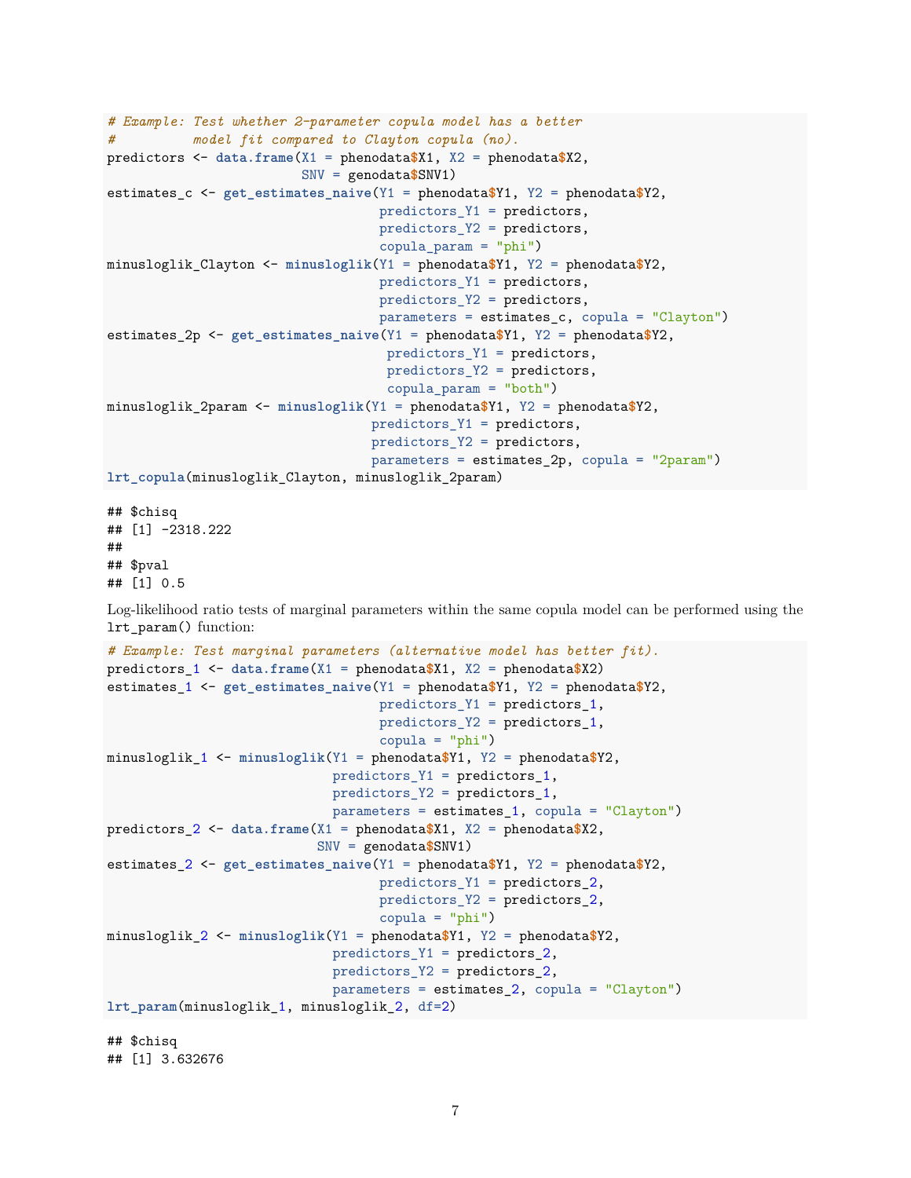```r
# Example: Test whether 2-parameter copula model has a better
#          model fit compared to Clayton copula (no).
predictors <- data.frame(X1 = phenodata$X1, X2 = phenodata$X2,
                         SNV = genodata$SNV1)
estimates_c <- get_estimates_naive(Y1 = phenodata$Y1, Y2 = phenodata$Y2,
                                   predictors_Y1 = predictors,
                                   predictors_Y2 = predictors,
                                   copula_param = "phi")
minusloglik_Clayton <- minusloglik(Y1 = phenodata$Y1, Y2 = phenodata$Y2,
                                   predictors_Y1 = predictors,
                                   predictors_Y2 = predictors,
                                   parameters = estimates_c, copula = "Clayton")
estimates_2p <- get_estimates_naive(Y1 = phenodata$Y1, Y2 = phenodata$Y2,
                                    predictors_Y1 = predictors,
                                    predictors_Y2 = predictors,
                                    copula_param = "both")
minusloglik_2param <- minusloglik(Y1 = phenodata$Y1, Y2 = phenodata$Y2,
                                  predictors_Y1 = predictors,
                                  predictors_Y2 = predictors,
                                  parameters = estimates_2p, copula = "2param")
lrt_copula(minusloglik_Clayton, minusloglik_2param)
```

```
## $chisq
## [1] -2318.222
##
## $pval
## [1] 0.5
```

Log-likelihood ratio tests of marginal parameters within the same copula model can be performed using the lrt_param() function:

```r
# Example: Test marginal parameters (alternative model has better fit).
predictors_1 <- data.frame(X1 = phenodata$X1, X2 = phenodata$X2)
estimates_1 <- get_estimates_naive(Y1 = phenodata$Y1, Y2 = phenodata$Y2,
                                   predictors_Y1 = predictors_1,
                                   predictors_Y2 = predictors_1,
                                   copula = "phi")
minusloglik_1 <- minusloglik(Y1 = phenodata$Y1, Y2 = phenodata$Y2,
                             predictors_Y1 = predictors_1,
                             predictors_Y2 = predictors_1,
                             parameters = estimates_1, copula = "Clayton")
predictors_2 <- data.frame(X1 = phenodata$X1, X2 = phenodata$X2,
                           SNV = genodata$SNV1)
estimates_2 <- get_estimates_naive(Y1 = phenodata$Y1, Y2 = phenodata$Y2,
                                   predictors_Y1 = predictors_2,
                                   predictors_Y2 = predictors_2,
                                   copula = "phi")
minusloglik_2 <- minusloglik(Y1 = phenodata$Y1, Y2 = phenodata$Y2,
                             predictors_Y1 = predictors_2,
                             predictors_Y2 = predictors_2,
                             parameters = estimates_2, copula = "Clayton")
lrt_param(minusloglik_1, minusloglik_2, df=2)
```

```
## $chisq
## [1] 3.632676
```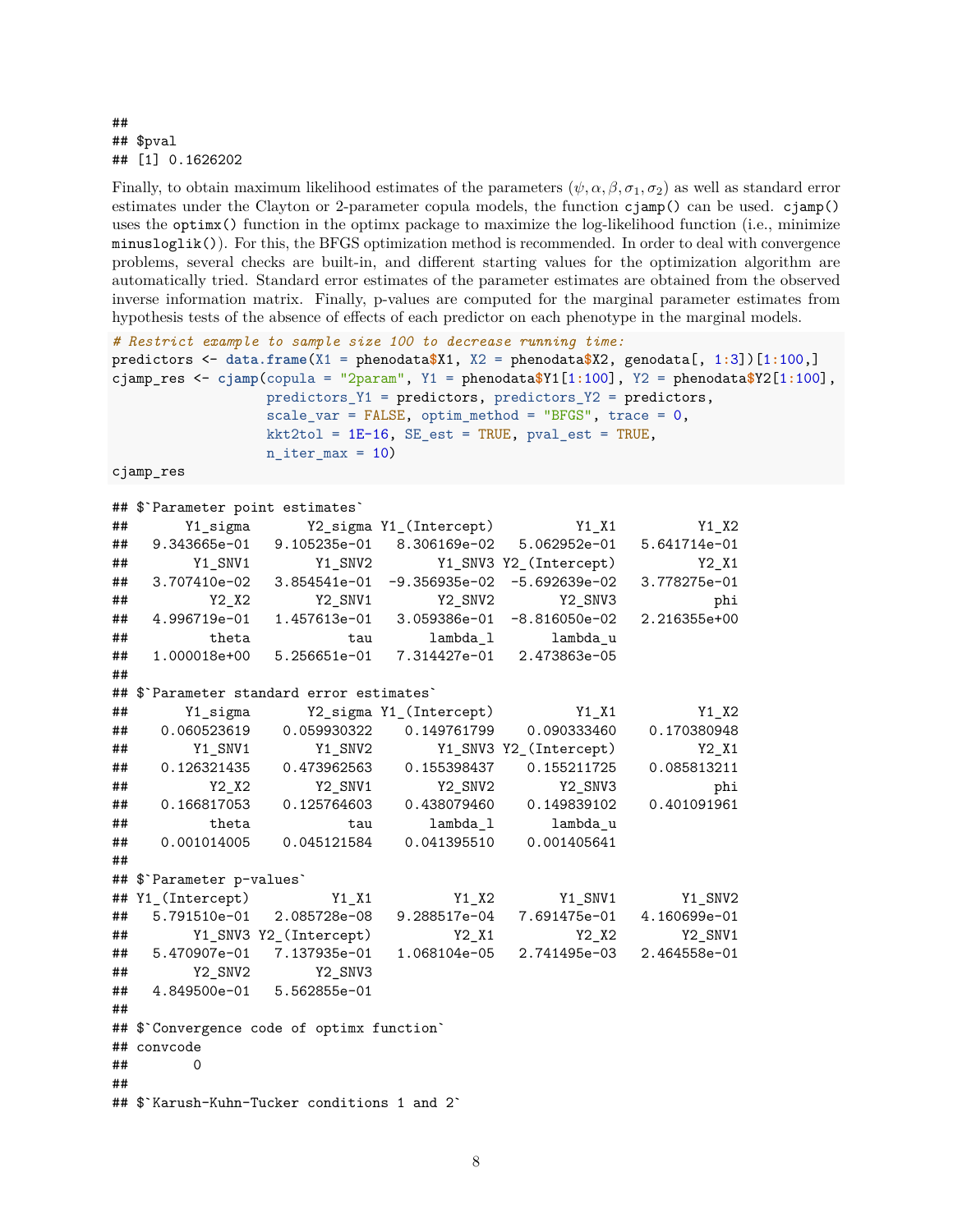```
##
## $pval
## [1] 0.1626202
```

Finally, to obtain maximum likelihood estimates of the parameters $(\psi, \alpha, \beta, \sigma_1, \sigma_2)$ as well as standard error estimates under the Clayton or 2-parameter copula models, the function `cjamp()` can be used. `cjamp()` uses the `optimx()` function in the optimx package to maximize the log-likelihood function (i.e., minimize `minusloglik()`). For this, the BFGS optimization method is recommended. In order to deal with convergence problems, several checks are built-in, and different starting values for the optimization algorithm are automatically tried. Standard error estimates of the parameter estimates are obtained from the observed inverse information matrix. Finally, p-values are computed for the marginal parameter estimates from hypothesis tests of the absence of effects of each predictor on each phenotype in the marginal models.

```
# Restrict example to sample size 100 to decrease running time:
predictors <- data.frame(X1 = phenodata$X1, X2 = phenodata$X2, genodata[, 1:3])[1:100,]
cjamp_res <- cjamp(copula = "2param", Y1 = phenodata$Y1[1:100], Y2 = phenodata$Y2[1:100],
                   predictors_Y1 = predictors, predictors_Y2 = predictors,
                   scale_var = FALSE, optim_method = "BFGS", trace = 0,
                   kkt2tol = 1E-16, SE_est = TRUE, pval_est = TRUE,
                   n_iter_max = 10)
cjamp_res
```

```
## $`Parameter point estimates`
##       Y1_sigma       Y2_sigma Y1_(Intercept)          Y1_X1          Y1_X2
##   9.343665e-01   9.105235e-01   8.306169e-02   5.062952e-01   5.641714e-01
##        Y1_SNV1        Y1_SNV2        Y1_SNV3 Y2_(Intercept)          Y2_X1
##   3.707410e-02   3.854541e-01  -9.356935e-02  -5.692639e-02   3.778275e-01
##          Y2_X2        Y2_SNV1        Y2_SNV2        Y2_SNV3            phi
##   4.996719e-01   1.457613e-01   3.059386e-01  -8.816050e-02   2.216355e+00
##          theta            tau       lambda_l       lambda_u
##   1.000018e+00   5.256651e-01   7.314427e-01   2.473863e-05
##
## $`Parameter standard error estimates`
##       Y1_sigma       Y2_sigma Y1_(Intercept)          Y1_X1          Y1_X2
##    0.060523619    0.059930322    0.149761799    0.090333460    0.170380948
##        Y1_SNV1        Y1_SNV2        Y1_SNV3 Y2_(Intercept)          Y2_X1
##    0.126321435    0.473962563    0.155398437    0.155211725    0.085813211
##          Y2_X2        Y2_SNV1        Y2_SNV2        Y2_SNV3            phi
##    0.166817053    0.125764603    0.438079460    0.149839102    0.401091961
##          theta            tau       lambda_l       lambda_u
##    0.001014005    0.045121584    0.041395510    0.001405641
##
## $`Parameter p-values`
## Y1_(Intercept)          Y1_X1          Y1_X2        Y1_SNV1        Y1_SNV2
##   5.791510e-01   2.085728e-08   9.288517e-04   7.691475e-01   4.160699e-01
##        Y1_SNV3 Y2_(Intercept)          Y2_X1          Y2_X2        Y2_SNV1
##   5.470907e-01   7.137935e-01   1.068104e-05   2.741495e-03   2.464558e-01
##        Y2_SNV2        Y2_SNV3
##   4.849500e-01   5.562855e-01
##
## $`Convergence code of optimx function`
## convcode
##        0
##
## $`Karush-Kuhn-Tucker conditions 1 and 2`
```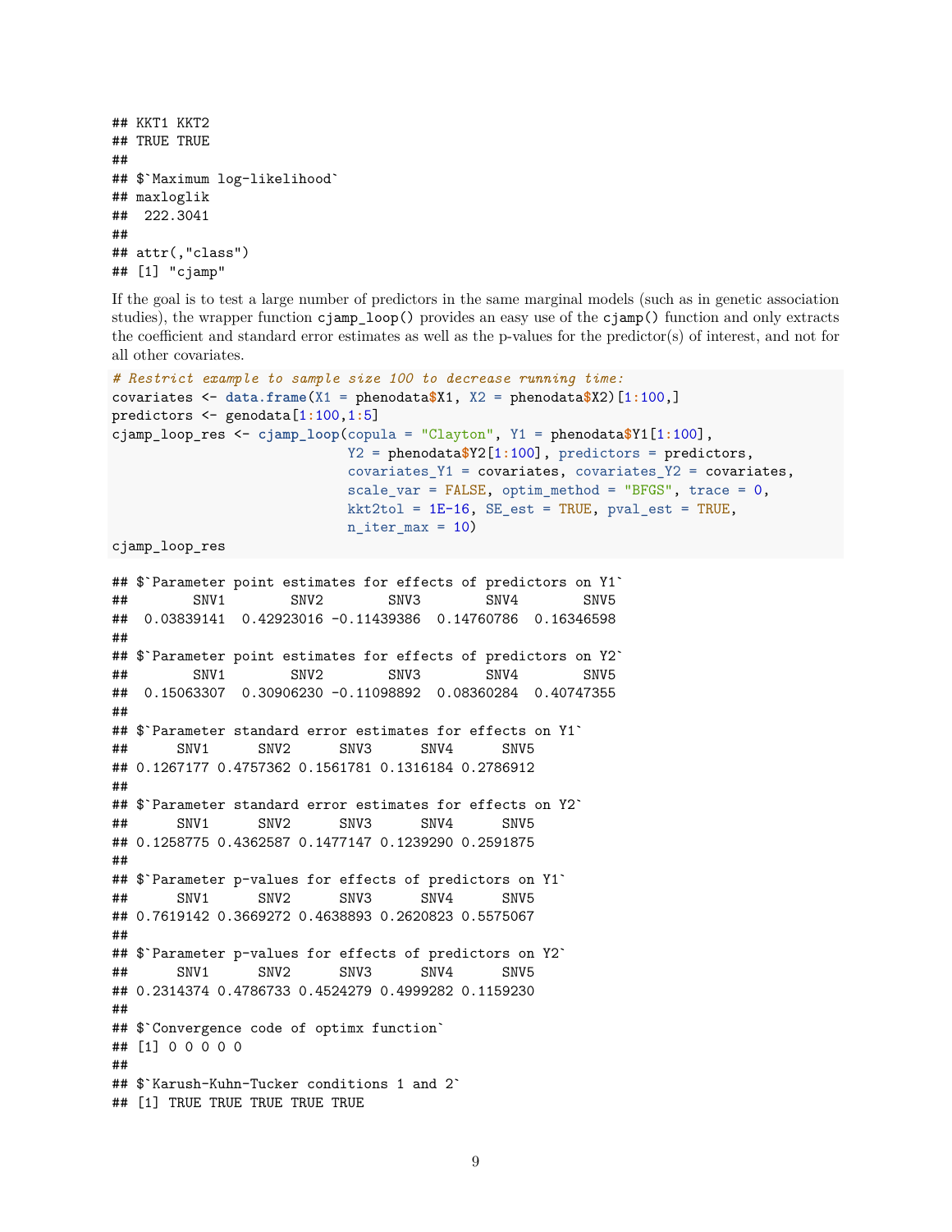```
## KKT1 KKT2
## TRUE TRUE
##
## $`Maximum log-likelihood`
## maxloglik
##  222.3041
##
## attr(,"class")
## [1] "cjamp"
```

If the goal is to test a large number of predictors in the same marginal models (such as in genetic association studies), the wrapper function `cjamp_loop()` provides an easy use of the `cjamp()` function and only extracts the coefficient and standard error estimates as well as the p-values for the predictor(s) of interest, and not for all other covariates.

```r
# Restrict example to sample size 100 to decrease running time:
covariates <- data.frame(X1 = phenodata$X1, X2 = phenodata$X2)[1:100,]
predictors <- genodata[1:100,1:5]
cjamp_loop_res <- cjamp_loop(copula = "Clayton", Y1 = phenodata$Y1[1:100],
                             Y2 = phenodata$Y2[1:100], predictors = predictors,
                             covariates_Y1 = covariates, covariates_Y2 = covariates,
                             scale_var = FALSE, optim_method = "BFGS", trace = 0,
                             kkt2tol = 1E-16, SE_est = TRUE, pval_est = TRUE,
                             n_iter_max = 10)
cjamp_loop_res
```

```
## $`Parameter point estimates for effects of predictors on Y1`
##        SNV1        SNV2        SNV3        SNV4        SNV5
##  0.03839141  0.42923016 -0.11439386  0.14760786  0.16346598
##
## $`Parameter point estimates for effects of predictors on Y2`
##        SNV1        SNV2        SNV3        SNV4        SNV5
##  0.15063307  0.30906230 -0.11098892  0.08360284  0.40747355
##
## $`Parameter standard error estimates for effects on Y1`
##      SNV1      SNV2      SNV3      SNV4      SNV5
## 0.1267177 0.4757362 0.1561781 0.1316184 0.2786912
##
## $`Parameter standard error estimates for effects on Y2`
##      SNV1      SNV2      SNV3      SNV4      SNV5
## 0.1258775 0.4362587 0.1477147 0.1239290 0.2591875
##
## $`Parameter p-values for effects of predictors on Y1`
##      SNV1      SNV2      SNV3      SNV4      SNV5
## 0.7619142 0.3669272 0.4638893 0.2620823 0.5575067
##
## $`Parameter p-values for effects of predictors on Y2`
##      SNV1      SNV2      SNV3      SNV4      SNV5
## 0.2314374 0.4786733 0.4524279 0.4999282 0.1159230
##
## $`Convergence code of optimx function`
## [1] 0 0 0 0 0
##
## $`Karush-Kuhn-Tucker conditions 1 and 2`
## [1] TRUE TRUE TRUE TRUE TRUE
```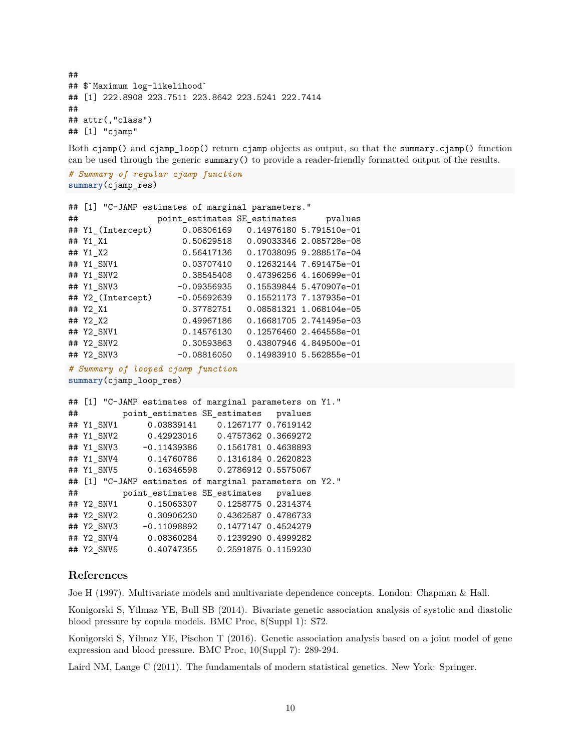```
##
## $`Maximum log-likelihood`
## [1] 222.8908 223.7511 223.8642 223.5241 222.7414
##
## attr(,"class")
## [1] "cjamp"
```

Both `cjamp()` and `cjamp_loop()` return `cjamp` objects as output, so that the `summary.cjamp()` function can be used through the generic `summary()` to provide a reader-friendly formatted output of the results.

```
# Summary of regular cjamp function
summary(cjamp_res)
```

```
## [1] "C-JAMP estimates of marginal parameters."
##                 point_estimates SE_estimates      pvalues
## Y1_(Intercept)      0.08306169   0.14976180 5.791510e-01
## Y1_X1               0.50629518   0.09033346 2.085728e-08
## Y1_X2               0.56417136   0.17038095 9.288517e-04
## Y1_SNV1             0.03707410   0.12632144 7.691475e-01
## Y1_SNV2             0.38545408   0.47396256 4.160699e-01
## Y1_SNV3            -0.09356935   0.15539844 5.470907e-01
## Y2_(Intercept)     -0.05692639   0.15521173 7.137935e-01
## Y2_X1               0.37782751   0.08581321 1.068104e-05
## Y2_X2               0.49967186   0.16681705 2.741495e-03
## Y2_SNV1             0.14576130   0.12576460 2.464558e-01
## Y2_SNV2             0.30593863   0.43807946 4.849500e-01
## Y2_SNV3            -0.08816050   0.14983910 5.562855e-01
```

```
# Summary of looped cjamp function
summary(cjamp_loop_res)
```

```
## [1] "C-JAMP estimates of marginal parameters on Y1."
##         point_estimates SE_estimates   pvalues
## Y1_SNV1      0.03839141    0.1267177 0.7619142
## Y1_SNV2      0.42923016    0.4757362 0.3669272
## Y1_SNV3     -0.11439386    0.1561781 0.4638893
## Y1_SNV4      0.14760786    0.1316184 0.2620823
## Y1_SNV5      0.16346598    0.2786912 0.5575067
## [1] "C-JAMP estimates of marginal parameters on Y2."
##         point_estimates SE_estimates   pvalues
## Y2_SNV1      0.15063307    0.1258775 0.2314374
## Y2_SNV2      0.30906230    0.4362587 0.4786733
## Y2_SNV3     -0.11098892    0.1477147 0.4524279
## Y2_SNV4      0.08360284    0.1239290 0.4999282
## Y2_SNV5      0.40747355    0.2591875 0.1159230
```

## References

Joe H (1997). Multivariate models and multivariate dependence concepts. London: Chapman & Hall.

Konigorski S, Yilmaz YE, Bull SB (2014). Bivariate genetic association analysis of systolic and diastolic blood pressure by copula models. BMC Proc, 8(Suppl 1): S72.

Konigorski S, Yilmaz YE, Pischon T (2016). Genetic association analysis based on a joint model of gene expression and blood pressure. BMC Proc, 10(Suppl 7): 289-294.

Laird NM, Lange C (2011). The fundamentals of modern statistical genetics. New York: Springer.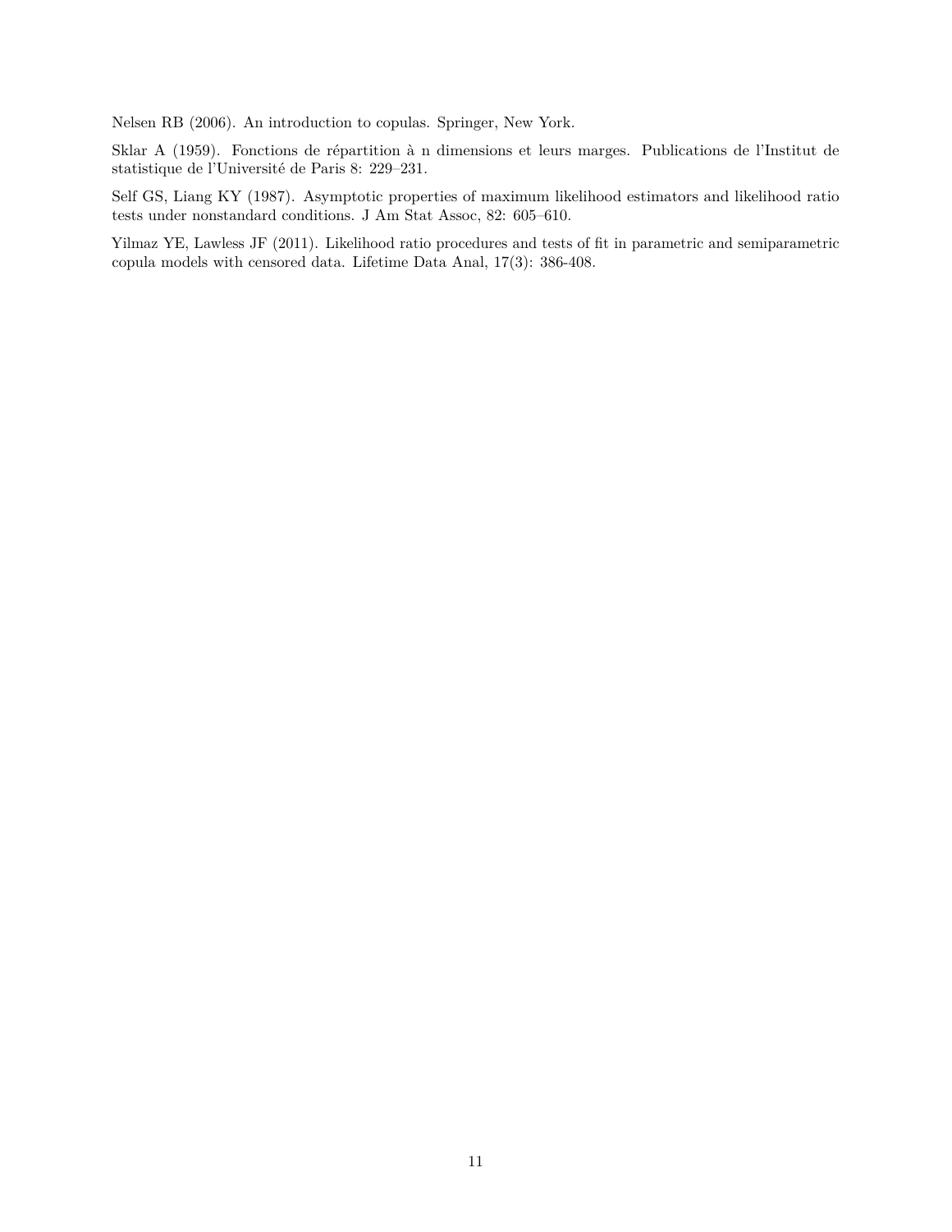Nelsen RB (2006). An introduction to copulas. Springer, New York.

Sklar A (1959). Fonctions de répartition à n dimensions et leurs marges. Publications de l'Institut de statistique de l'Université de Paris 8: 229–231.

Self GS, Liang KY (1987). Asymptotic properties of maximum likelihood estimators and likelihood ratio tests under nonstandard conditions. J Am Stat Assoc, 82: 605–610.

Yilmaz YE, Lawless JF (2011). Likelihood ratio procedures and tests of fit in parametric and semiparametric copula models with censored data. Lifetime Data Anal, 17(3): 386-408.